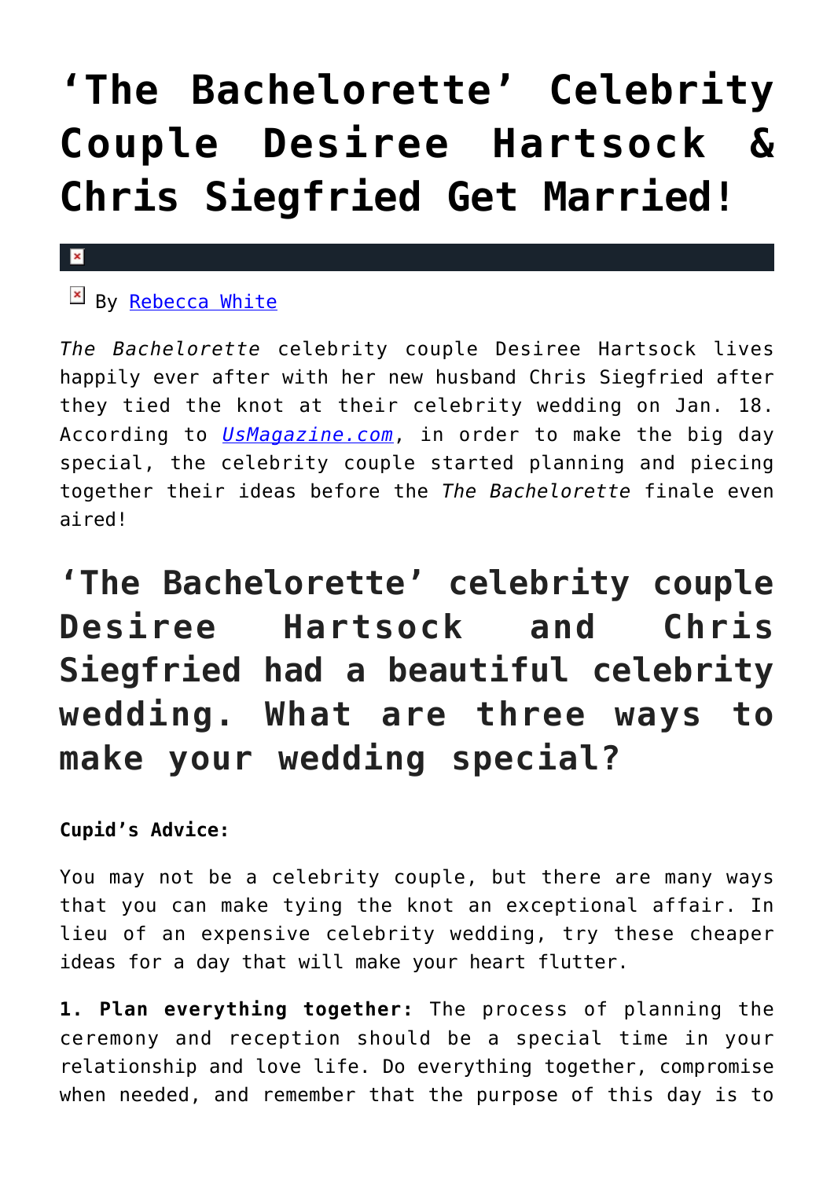# 'The Bachelorette' Celebrity Couple Desiree Hartsock & Chris Siegfried Get Married!

By Rebecca White

*The Bachelorette* celebrity couple Desiree Hartsock lives happily ever after with her new husband Chris Siegfried after they tied the knot at their celebrity wedding on Jan. 18. According to *UsMagazine.com*, in order to make the big day special, the celebrity couple started planning and piecing together their ideas before the *The Bachelorette* finale even aired!

## 'The Bachelorette' celebrity couple Desiree Hartsock and Chris Siegfried had a beautiful celebrity wedding. What are three ways to make your wedding special?

**Cupid's Advice:**

You may not be a celebrity couple, but there are many ways that you can make tying the knot an exceptional affair. In lieu of an expensive celebrity wedding, try these cheaper ideas for a day that will make your heart flutter.

**1. Plan everything together:** The process of planning the ceremony and reception should be a special time in your relationship and love life. Do everything together, compromise when needed, and remember that the purpose of this day is to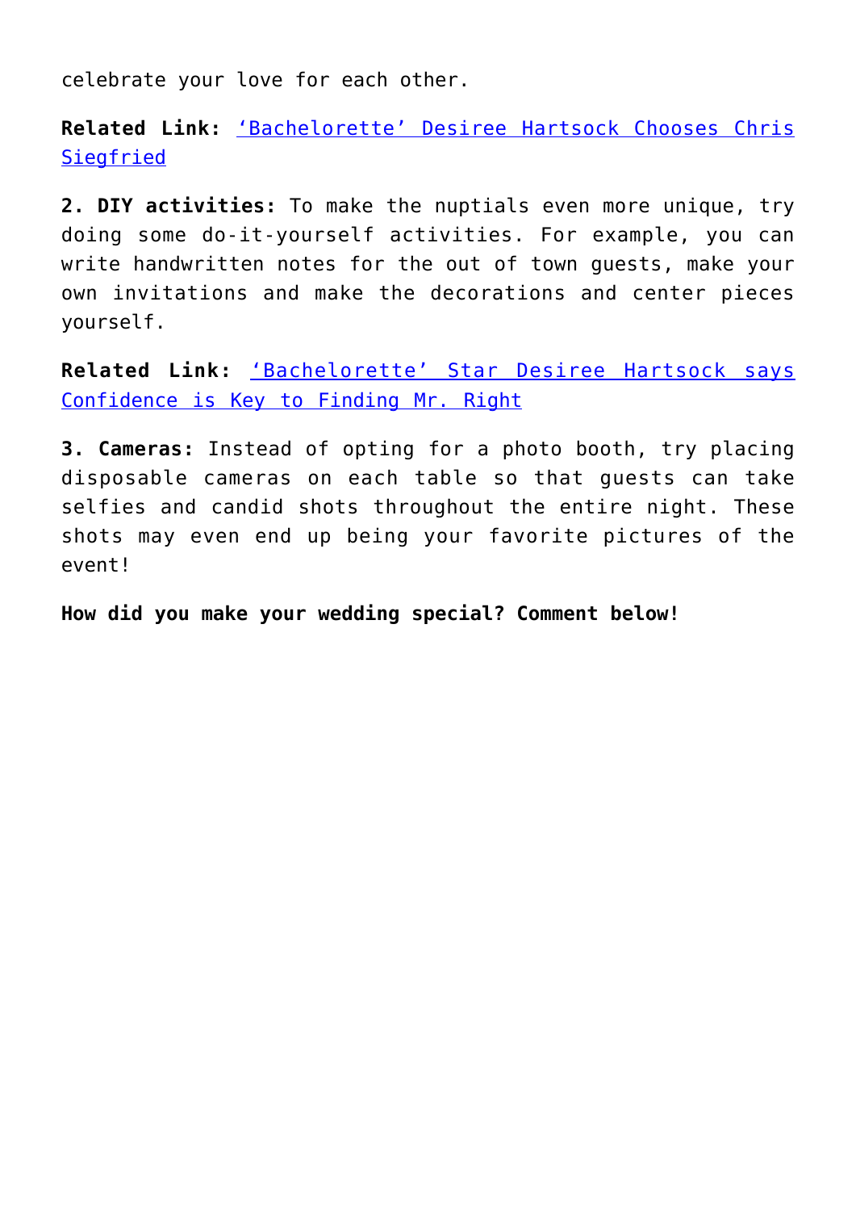celebrate your love for each other.

**Related Link:** 'Bachelorette' Desiree Hartsock Chooses Chris Siegfried

**2. DIY activities:** To make the nuptials even more unique, try doing some do-it-yourself activities. For example, you can write handwritten notes for the out of town guests, make your own invitations and make the decorations and center pieces yourself.

**Related Link:** 'Bachelorette' Star Desiree Hartsock says Confidence is Key to Finding Mr. Right

**3. Cameras:** Instead of opting for a photo booth, try placing disposable cameras on each table so that guests can take selfies and candid shots throughout the entire night. These shots may even end up being your favorite pictures of the event!

**How did you make your wedding special? Comment below!**